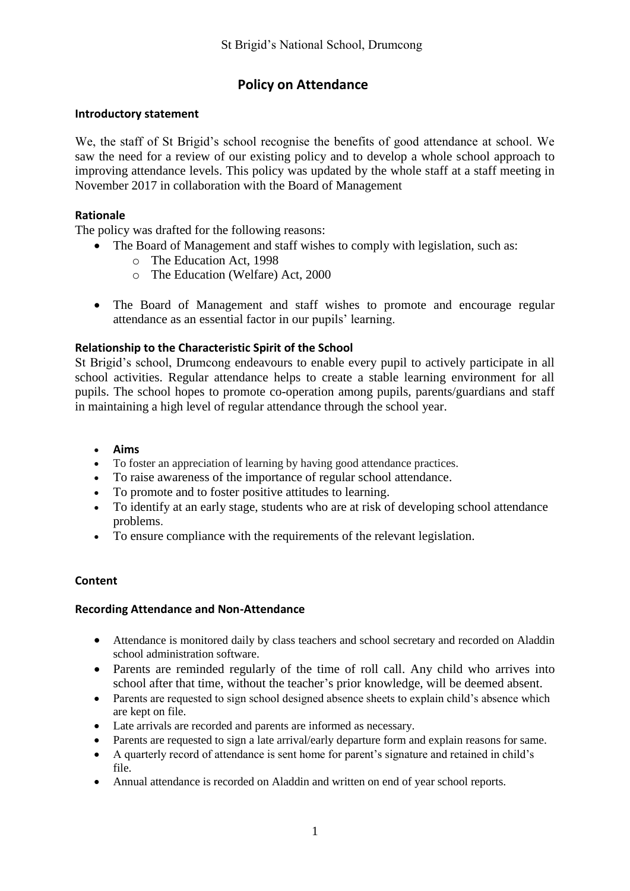St Brigid's National School, Drumcong

# Policy on Attendance

### Introductory statement

We, the staff of St Brigid's school recognise the benefits of good attendance at school. We saw the need for a review of our existing policy and to develop a whole school approach to improving attendance levels. This policy was updated by the whole staff at a staff meeting in November 2017 in collaboration with the Board of Management

### Rationale

The policy was drafted for the following reasons:

- The Board of Management and staff wishes to comply with legislation, such as:
  - The Education Act, 1998
  - The Education (Welfare) Act, 2000
- The Board of Management and staff wishes to promote and encourage regular attendance as an essential factor in our pupils' learning.

### Relationship to the Characteristic Spirit of the School

St Brigid's school, Drumcong endeavours to enable every pupil to actively participate in all school activities. Regular attendance helps to create a stable learning environment for all pupils. The school hopes to promote co-operation among pupils, parents/guardians and staff in maintaining a high level of regular attendance through the school year.

- **Aims**
- To foster an appreciation of learning by having good attendance practices.
- To raise awareness of the importance of regular school attendance.
- To promote and to foster positive attitudes to learning.
- To identify at an early stage, students who are at risk of developing school attendance problems.
- To ensure compliance with the requirements of the relevant legislation.

### Content

### Recording Attendance and Non-Attendance

- Attendance is monitored daily by class teachers and school secretary and recorded on Aladdin school administration software.
- Parents are reminded regularly of the time of roll call. Any child who arrives into school after that time, without the teacher's prior knowledge, will be deemed absent.
- Parents are requested to sign school designed absence sheets to explain child's absence which are kept on file.
- Late arrivals are recorded and parents are informed as necessary.
- Parents are requested to sign a late arrival/early departure form and explain reasons for same.
- A quarterly record of attendance is sent home for parent's signature and retained in child's file.
- Annual attendance is recorded on Aladdin and written on end of year school reports.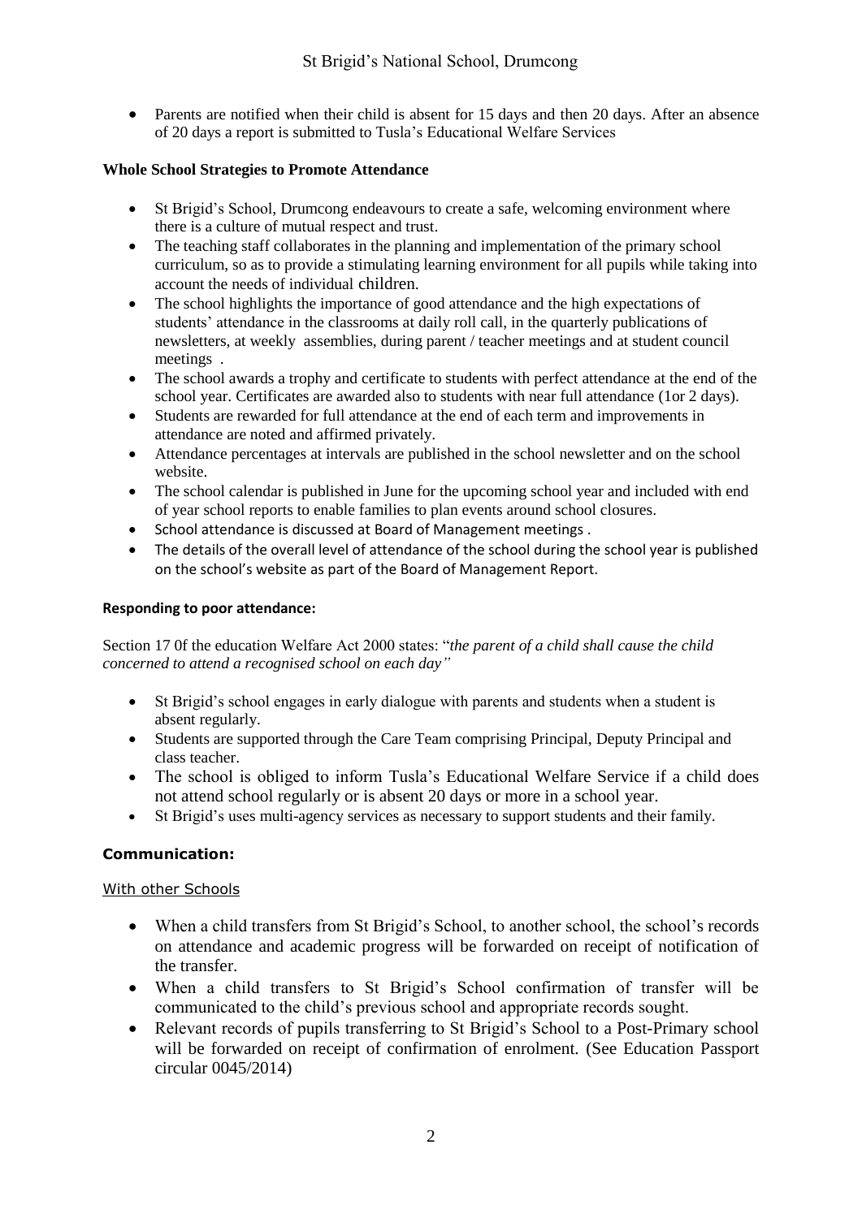- Parents are notified when their child is absent for 15 days and then 20 days. After an absence of 20 days a report is submitted to Tusla's Educational Welfare Services

**Whole School Strategies to Promote Attendance**

- St Brigid's School, Drumcong endeavours to create a safe, welcoming environment where there is a culture of mutual respect and trust.
- The teaching staff collaborates in the planning and implementation of the primary school curriculum, so as to provide a stimulating learning environment for all pupils while taking into account the needs of individual children.
- The school highlights the importance of good attendance and the high expectations of students' attendance in the classrooms at daily roll call, in the quarterly publications of newsletters, at weekly assemblies, during parent / teacher meetings and at student council meetings .
- The school awards a trophy and certificate to students with perfect attendance at the end of the school year. Certificates are awarded also to students with near full attendance (1or 2 days).
- Students are rewarded for full attendance at the end of each term and improvements in attendance are noted and affirmed privately.
- Attendance percentages at intervals are published in the school newsletter and on the school website.
- The school calendar is published in June for the upcoming school year and included with end of year school reports to enable families to plan events around school closures.
- School attendance is discussed at Board of Management meetings .
- The details of the overall level of attendance of the school during the school year is published on the school's website as part of the Board of Management Report.

**Responding to poor attendance:**

Section 17 0f the education Welfare Act 2000 states: "*the parent of a child shall cause the child concerned to attend a recognised school on each day"*

- St Brigid's school engages in early dialogue with parents and students when a student is absent regularly.
- Students are supported through the Care Team comprising Principal, Deputy Principal and class teacher.
- The school is obliged to inform Tusla's Educational Welfare Service if a child does not attend school regularly or is absent 20 days or more in a school year.
- St Brigid's uses multi-agency services as necessary to support students and their family.

**Communication:**

With other Schools

- When a child transfers from St Brigid's School, to another school, the school's records on attendance and academic progress will be forwarded on receipt of notification of the transfer.
- When a child transfers to St Brigid's School confirmation of transfer will be communicated to the child's previous school and appropriate records sought.
- Relevant records of pupils transferring to St Brigid's School to a Post-Primary school will be forwarded on receipt of confirmation of enrolment. (See Education Passport circular 0045/2014)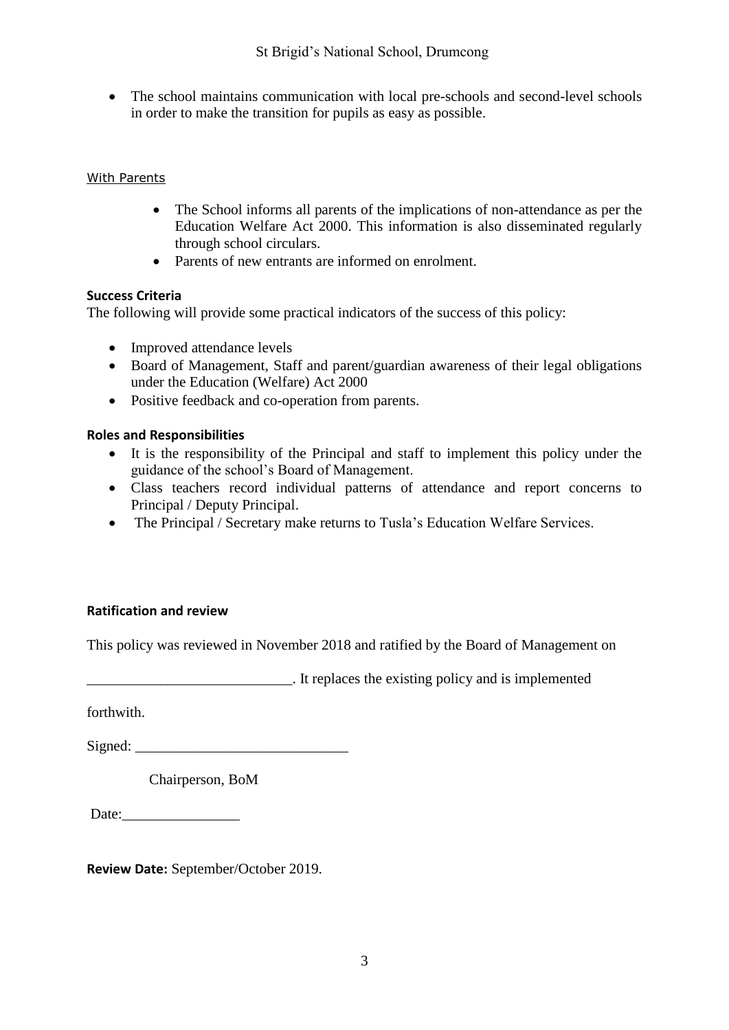- The school maintains communication with local pre-schools and second-level schools in order to make the transition for pupils as easy as possible.

With Parents

- The School informs all parents of the implications of non-attendance as per the Education Welfare Act 2000. This information is also disseminated regularly through school circulars.
- Parents of new entrants are informed on enrolment.

**Success Criteria**

The following will provide some practical indicators of the success of this policy:

- Improved attendance levels
- Board of Management, Staff and parent/guardian awareness of their legal obligations under the Education (Welfare) Act 2000
- Positive feedback and co-operation from parents.

**Roles and Responsibilities**

- It is the responsibility of the Principal and staff to implement this policy under the guidance of the school's Board of Management.
- Class teachers record individual patterns of attendance and report concerns to Principal / Deputy Principal.
- The Principal / Secretary make returns to Tusla's Education Welfare Services.

**Ratification and review**

This policy was reviewed in November 2018 and ratified by the Board of Management on

____________________________. It replaces the existing policy and is implemented

forthwith.

Signed: _____________________________

Chairperson, BoM

Date:________________

**Review Date:** September/October 2019.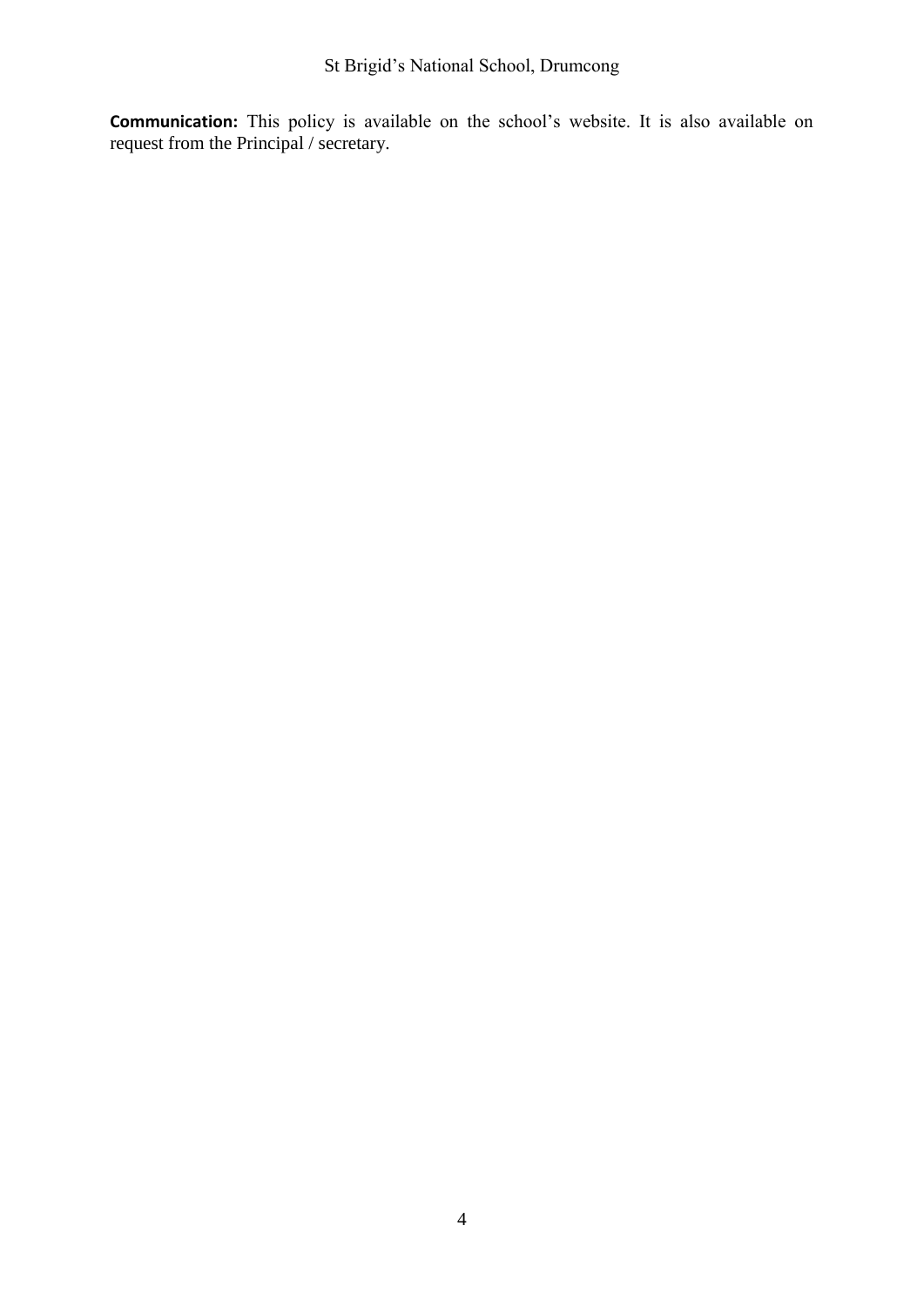**Communication:** This policy is available on the school's website. It is also available on request from the Principal / secretary.